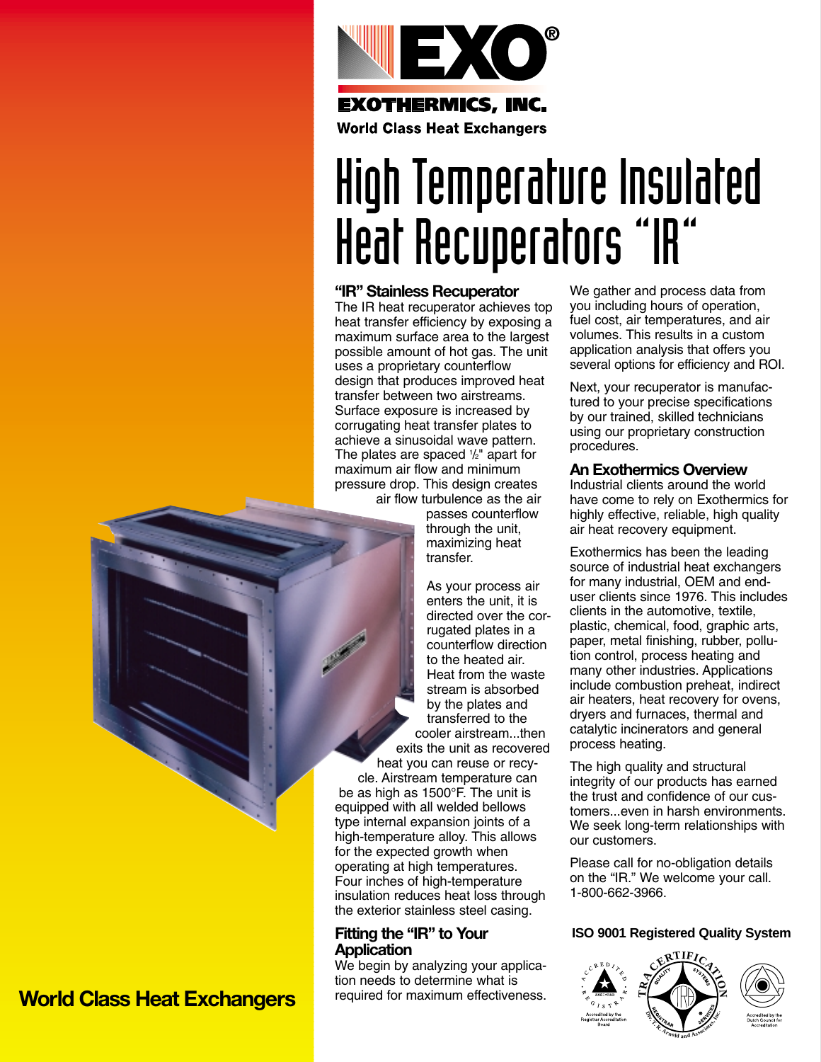EXO®

EXOTHERMICS, INC.

World Class Heat Exchangers

# High Temperature Insulated Heat Recuperators "IR"

## "IR" Stainless Recuperator

The IR heat recuperator achieves top heat transfer efficiency by exposing a maximum surface area to the largest possible amount of hot gas. The unit uses a proprietary counterflow design that produces improved heat transfer between two airstreams. Surface exposure is increased by corrugating heat transfer plates to achieve a sinusoidal wave pattern. The plates are spaced ½" apart for maximum air flow and minimum pressure drop. This design creates air flow turbulence as the air passes counterflow through the unit, maximizing heat transfer.

As your process air enters the unit, it is directed over the corrugated plates in a counterflow direction to the heated air. Heat from the waste stream is absorbed by the plates and transferred to the cooler airstream...then exits the unit as recovered heat you can reuse or recycle. Airstream temperature can be as high as 1500°F. The unit is equipped with all welded bellows type internal expansion joints of a high-temperature alloy. This allows for the expected growth when operating at high temperatures. Four inches of high-temperature insulation reduces heat loss through the exterior stainless steel casing.

## Fitting the "IR" to Your Application

We begin by analyzing your application needs to determine what is required for maximum effectiveness. We gather and process data from you including hours of operation, fuel cost, air temperatures, and air volumes. This results in a custom application analysis that offers you several options for efficiency and ROI.

Next, your recuperator is manufactured to your precise specifications by our trained, skilled technicians using our proprietary construction procedures.

## An Exothermics Overview

Industrial clients around the world have come to rely on Exothermics for highly effective, reliable, high quality air heat recovery equipment.

Exothermics has been the leading source of industrial heat exchangers for many industrial, OEM and end-user clients since 1976. This includes clients in the automotive, textile, plastic, chemical, food, graphic arts, paper, metal finishing, rubber, pollution control, process heating and many other industries. Applications include combustion preheat, indirect air heaters, heat recovery for ovens, dryers and furnaces, thermal and catalytic incinerators and general process heating.

The high quality and structural integrity of our products has earned the trust and confidence of our customers...even in harsh environments. We seek long-term relationships with our customers.

Please call for no-obligation details on the "IR." We welcome your call. 1-800-662-3966.

**ISO 9001 Registered Quality System**

Accredited by the Registrar Accreditation Board

Accredited by the Dutch Council for Accreditation

**World Class Heat Exchangers**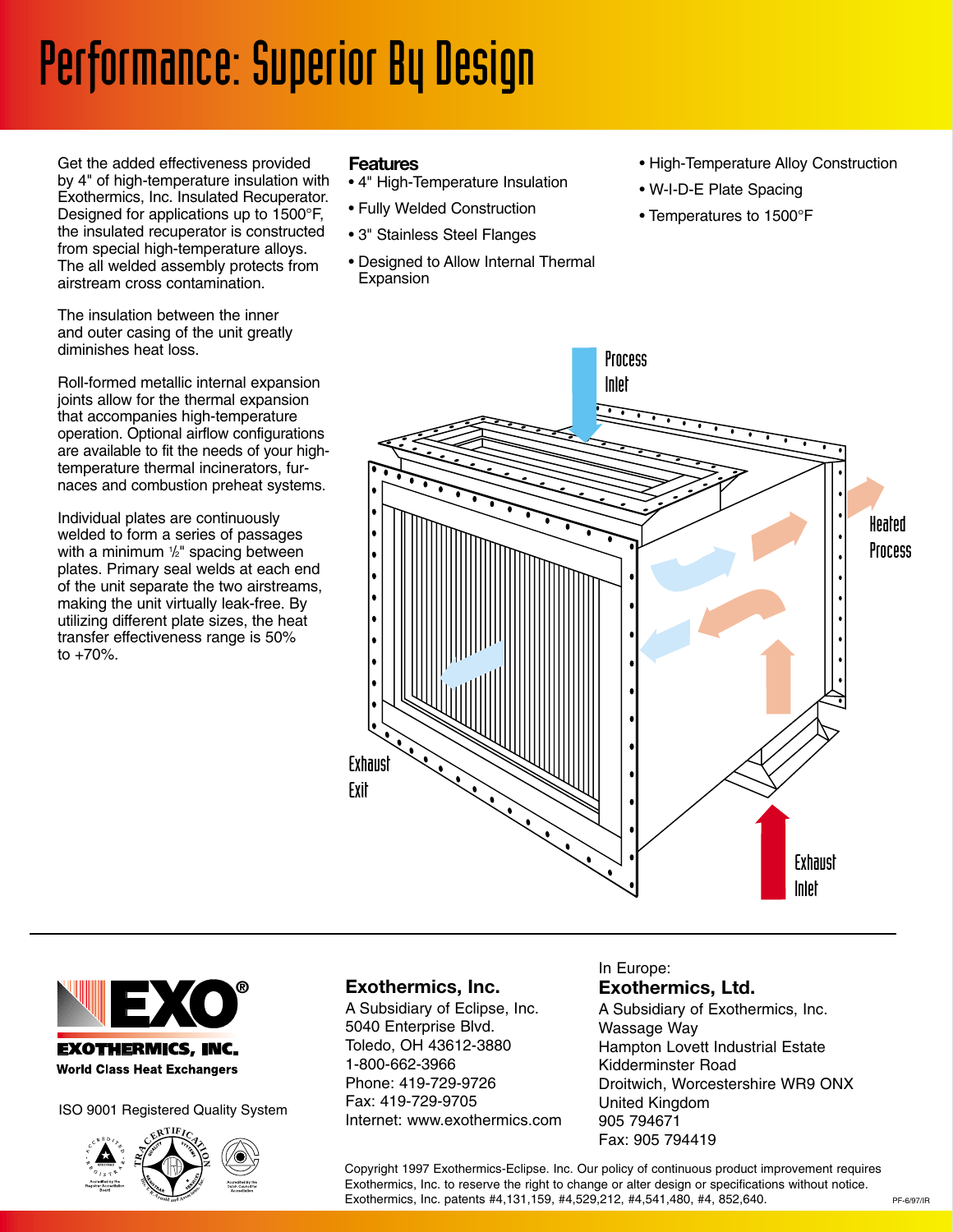# Performance: Superior By Design

Get the added effectiveness provided by 4" of high-temperature insulation with Exothermics, Inc. Insulated Recuperator. Designed for applications up to 1500°F, the insulated recuperator is constructed from special high-temperature alloys. The all welded assembly protects from airstream cross contamination.

The insulation between the inner and outer casing of the unit greatly diminishes heat loss.

Roll-formed metallic internal expansion joints allow for the thermal expansion that accompanies high-temperature operation. Optional airflow configurations are available to fit the needs of your high-temperature thermal incinerators, furnaces and combustion preheat systems.

Individual plates are continuously welded to form a series of passages with a minimum ½" spacing between plates. Primary seal welds at each end of the unit separate the two airstreams, making the unit virtually leak-free. By utilizing different plate sizes, the heat transfer effectiveness range is 50% to +70%.

**Features**

- 4" High-Temperature Insulation
- Fully Welded Construction
- 3" Stainless Steel Flanges
- Designed to Allow Internal Thermal Expansion
- High-Temperature Alloy Construction
- W-I-D-E Plate Spacing
- Temperatures to 1500°F

Process Inlet

Heated Process

Exhaust Exit

Exhaust Inlet

---

EXO®
EXOTHERMICS, INC.
World Class Heat Exchangers

ISO 9001 Registered Quality System

**Exothermics, Inc.**
A Subsidiary of Eclipse, Inc.
5040 Enterprise Blvd.
Toledo, OH 43612-3880
1-800-662-3966
Phone: 419-729-9726
Fax: 419-729-9705
Internet: www.exothermics.com

In Europe:
**Exothermics, Ltd.**
A Subsidiary of Exothermics, Inc.
Wassage Way
Hampton Lovett Industrial Estate
Kidderminster Road
Droitwich, Worcestershire WR9 ONX
United Kingdom
905 794671
Fax: 905 794419

Copyright 1997 Exothermics-Eclipse. Inc. Our policy of continuous product improvement requires Exothermics, Inc. to reserve the right to change or alter design or specifications without notice. Exothermics, Inc. patents #4,131,159, #4,529,212, #4,541,480, #4, 852,640.

PF-6/97/IR